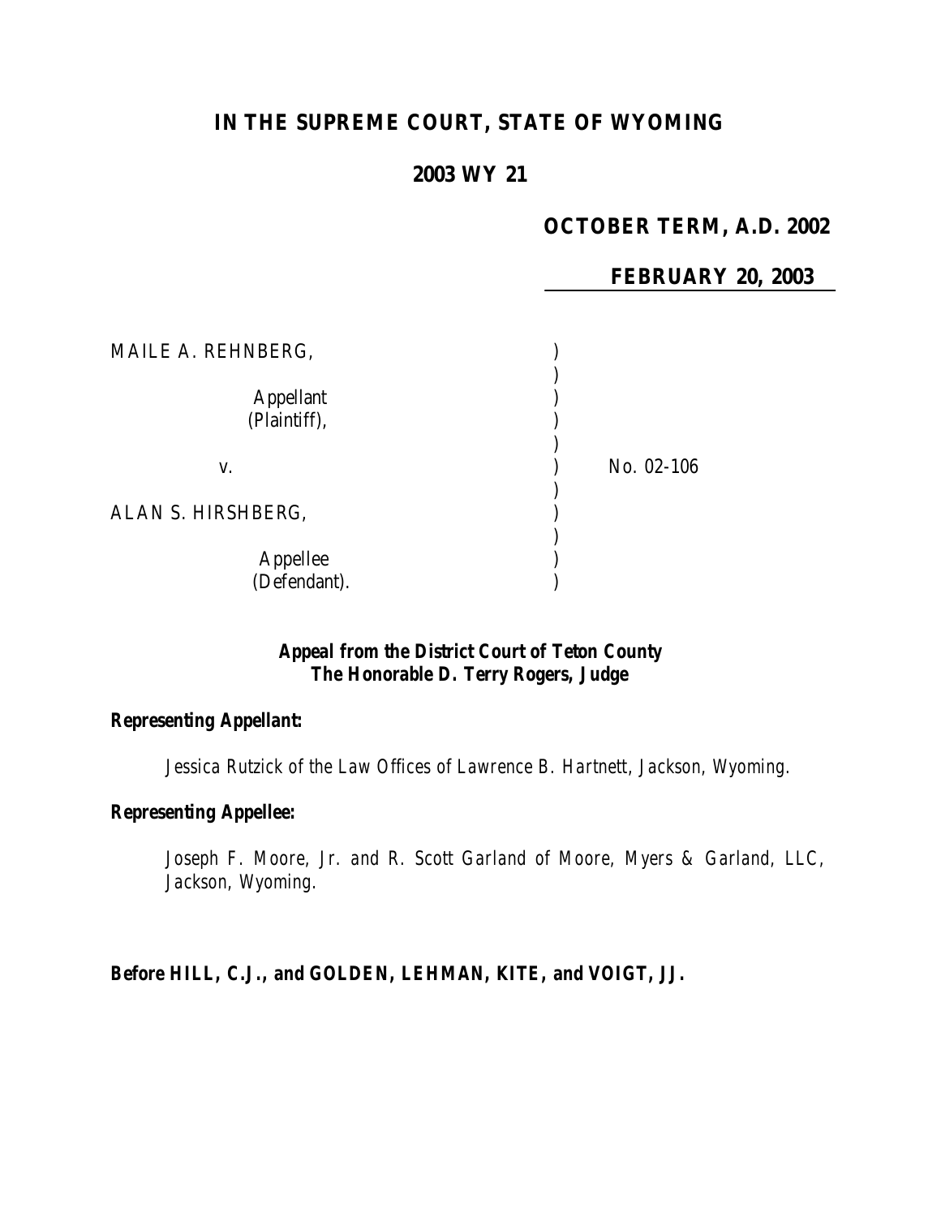# IN THE SUPREME COURT, STATE OF WYOMING

## 2003 WY 21

**OCTOBER TERM, A.D. 2002**

**FEBRUARY 20, 2003**

| | |
|---|---|
| MAILE A. REHNBERG,<br><br>Appellant<br>(Plaintiff),<br><br>v.<br><br>ALAN S. HIRSHBERG,<br><br>Appellee<br>(Defendant). | No. 02-106 |

***Appeal from the District Court of Teton County***
***The Honorable D. Terry Rogers, Judge***

***Representing Appellant:***

*Jessica Rutzick of the Law Offices of Lawrence B. Hartnett, Jackson, Wyoming.*

***Representing Appellee:***

*Joseph F. Moore, Jr. and R. Scott Garland of Moore, Myers & Garland, LLC, Jackson, Wyoming.*

***Before HILL, C.J., and GOLDEN, LEHMAN, KITE, and VOIGT, JJ.***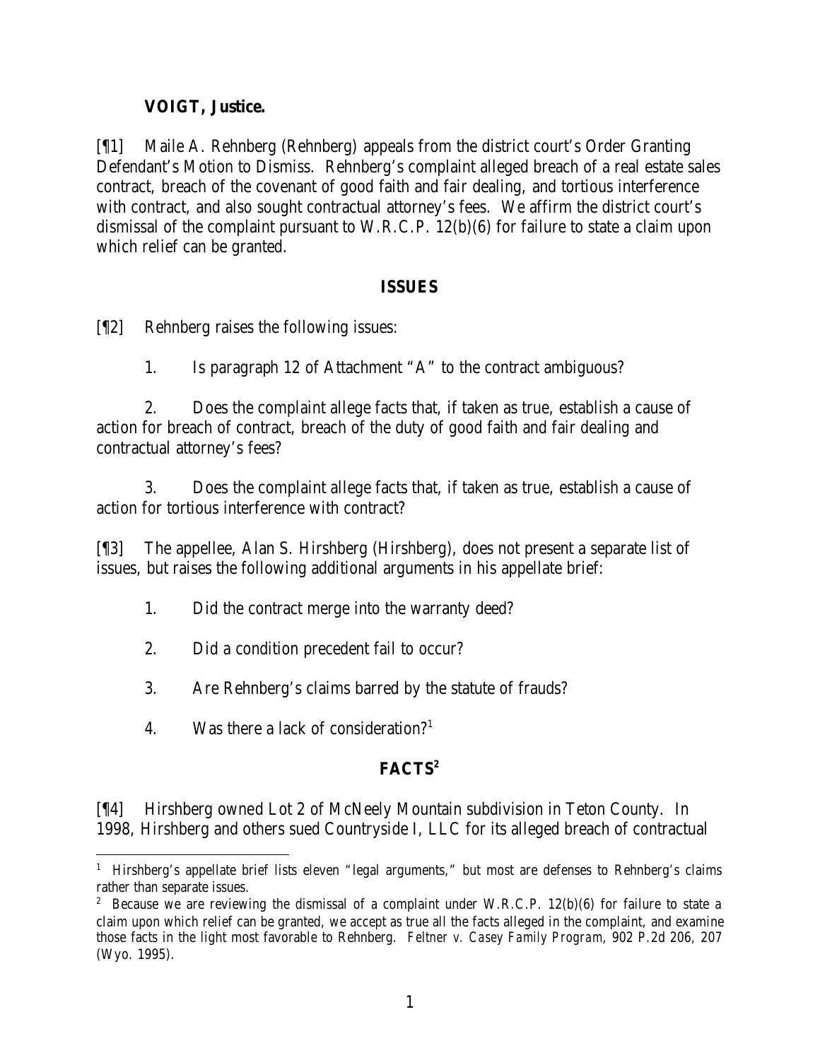**VOIGT, Justice.**

[¶1] Maile A. Rehnberg (Rehnberg) appeals from the district court's Order Granting Defendant's Motion to Dismiss. Rehnberg's complaint alleged breach of a real estate sales contract, breach of the covenant of good faith and fair dealing, and tortious interference with contract, and also sought contractual attorney's fees. We affirm the district court's dismissal of the complaint pursuant to W.R.C.P. 12(b)(6) for failure to state a claim upon which relief can be granted.

## ISSUES

[¶2] Rehnberg raises the following issues:

1. Is paragraph 12 of Attachment "A" to the contract ambiguous?

2. Does the complaint allege facts that, if taken as true, establish a cause of action for breach of contract, breach of the duty of good faith and fair dealing and contractual attorney's fees?

3. Does the complaint allege facts that, if taken as true, establish a cause of action for tortious interference with contract?

[¶3] The appellee, Alan S. Hirshberg (Hirshberg), does not present a separate list of issues, but raises the following additional arguments in his appellate brief:

1. Did the contract merge into the warranty deed?

2. Did a condition precedent fail to occur?

3. Are Rehnberg's claims barred by the statute of frauds?

4. Was there a lack of consideration?[1]

## FACTS[2]

[¶4] Hirshberg owned Lot 2 of McNeely Mountain subdivision in Teton County. In 1998, Hirshberg and others sued Countryside I, LLC for its alleged breach of contractual

---

[1] Hirshberg's appellate brief lists eleven "legal arguments," but most are defenses to Rehnberg's claims rather than separate issues.

[2] Because we are reviewing the dismissal of a complaint under W.R.C.P. 12(b)(6) for failure to state a claim upon which relief can be granted, we accept as true all the facts alleged in the complaint, and examine those facts in the light most favorable to Rehnberg. *Feltner v. Casey Family Program*, 902 P.2d 206, 207 (Wyo. 1995).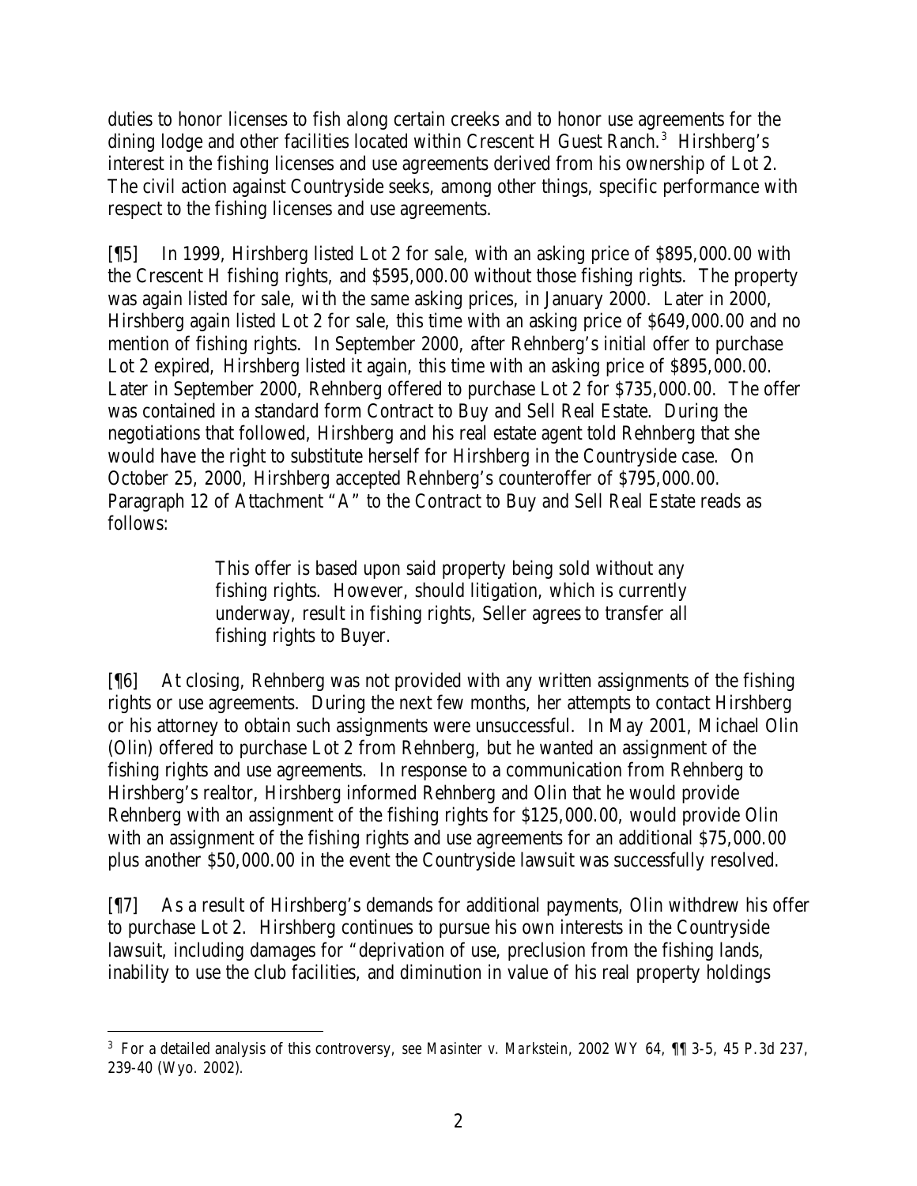duties to honor licenses to fish along certain creeks and to honor use agreements for the dining lodge and other facilities located within Crescent H Guest Ranch.[3] Hirshberg's interest in the fishing licenses and use agreements derived from his ownership of Lot 2. The civil action against Countryside seeks, among other things, specific performance with respect to the fishing licenses and use agreements.

[¶5] In 1999, Hirshberg listed Lot 2 for sale, with an asking price of $895,000.00 with the Crescent H fishing rights, and $595,000.00 without those fishing rights. The property was again listed for sale, with the same asking prices, in January 2000. Later in 2000, Hirshberg again listed Lot 2 for sale, this time with an asking price of $649,000.00 and no mention of fishing rights. In September 2000, after Rehnberg's initial offer to purchase Lot 2 expired, Hirshberg listed it again, this time with an asking price of $895,000.00. Later in September 2000, Rehnberg offered to purchase Lot 2 for $735,000.00. The offer was contained in a standard form Contract to Buy and Sell Real Estate. During the negotiations that followed, Hirshberg and his real estate agent told Rehnberg that she would have the right to substitute herself for Hirshberg in the Countryside case. On October 25, 2000, Hirshberg accepted Rehnberg's counteroffer of $795,000.00. Paragraph 12 of Attachment "A" to the Contract to Buy and Sell Real Estate reads as follows:

> This offer is based upon said property being sold without any fishing rights. However, should litigation, which is currently underway, result in fishing rights, Seller agrees to transfer all fishing rights to Buyer.

[¶6] At closing, Rehnberg was not provided with any written assignments of the fishing rights or use agreements. During the next few months, her attempts to contact Hirshberg or his attorney to obtain such assignments were unsuccessful. In May 2001, Michael Olin (Olin) offered to purchase Lot 2 from Rehnberg, but he wanted an assignment of the fishing rights and use agreements. In response to a communication from Rehnberg to Hirshberg's realtor, Hirshberg informed Rehnberg and Olin that he would provide Rehnberg with an assignment of the fishing rights for $125,000.00, would provide Olin with an assignment of the fishing rights and use agreements for an additional $75,000.00 plus another $50,000.00 in the event the Countryside lawsuit was successfully resolved.

[¶7] As a result of Hirshberg's demands for additional payments, Olin withdrew his offer to purchase Lot 2. Hirshberg continues to pursue his own interests in the Countryside lawsuit, including damages for "deprivation of use, preclusion from the fishing lands, inability to use the club facilities, and diminution in value of his real property holdings

---

[3] For a detailed analysis of this controversy, *see Masinter v. Markstein*, 2002 WY 64, ¶¶ 3-5, 45 P.3d 237, 239-40 (Wyo. 2002).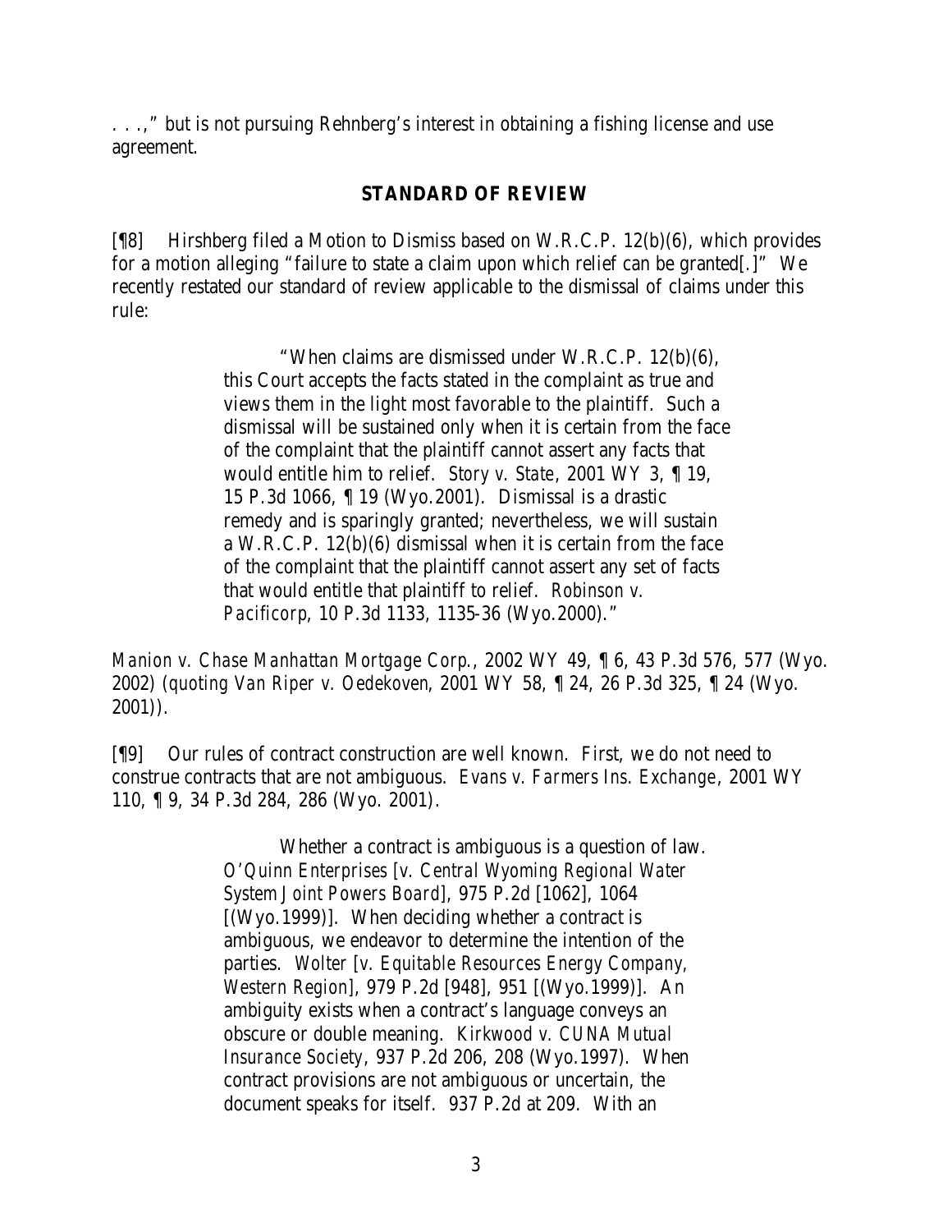. . .," but is not pursuing Rehnberg's interest in obtaining a fishing license and use agreement.

## STANDARD OF REVIEW

[¶8] Hirshberg filed a Motion to Dismiss based on W.R.C.P. 12(b)(6), which provides for a motion alleging "failure to state a claim upon which relief can be granted[.]" We recently restated our standard of review applicable to the dismissal of claims under this rule:

> "When claims are dismissed under W.R.C.P. 12(b)(6), this Court accepts the facts stated in the complaint as true and views them in the light most favorable to the plaintiff. Such a dismissal will be sustained only when it is certain from the face of the complaint that the plaintiff cannot assert any facts that would entitle him to relief. *Story v. State*, 2001 WY 3, ¶ 19, 15 P.3d 1066, ¶ 19 (Wyo.2001). Dismissal is a drastic remedy and is sparingly granted; nevertheless, we will sustain a W.R.C.P. 12(b)(6) dismissal when it is certain from the face of the complaint that the plaintiff cannot assert any set of facts that would entitle that plaintiff to relief. *Robinson v. Pacificorp*, 10 P.3d 1133, 1135-36 (Wyo.2000)."

*Manion v. Chase Manhattan Mortgage Corp.*, 2002 WY 49, ¶ 6, 43 P.3d 576, 577 (Wyo. 2002) (quoting *Van Riper v. Oedekoven*, 2001 WY 58, ¶ 24, 26 P.3d 325, ¶ 24 (Wyo. 2001)).

[¶9] Our rules of contract construction are well known. First, we do not need to construe contracts that are not ambiguous. *Evans v. Farmers Ins. Exchange*, 2001 WY 110, ¶ 9, 34 P.3d 284, 286 (Wyo. 2001).

> Whether a contract is ambiguous is a question of law. *O'Quinn Enterprises [v. Central Wyoming Regional Water System Joint Powers Board]*, 975 P.2d [1062], 1064 [(Wyo.1999)]. When deciding whether a contract is ambiguous, we endeavor to determine the intention of the parties. *Wolter [v. Equitable Resources Energy Company, Western Region]*, 979 P.2d [948], 951 [(Wyo.1999)]. An ambiguity exists when a contract's language conveys an obscure or double meaning. *Kirkwood v. CUNA Mutual Insurance Society*, 937 P.2d 206, 208 (Wyo.1997). When contract provisions are not ambiguous or uncertain, the document speaks for itself. 937 P.2d at 209. With an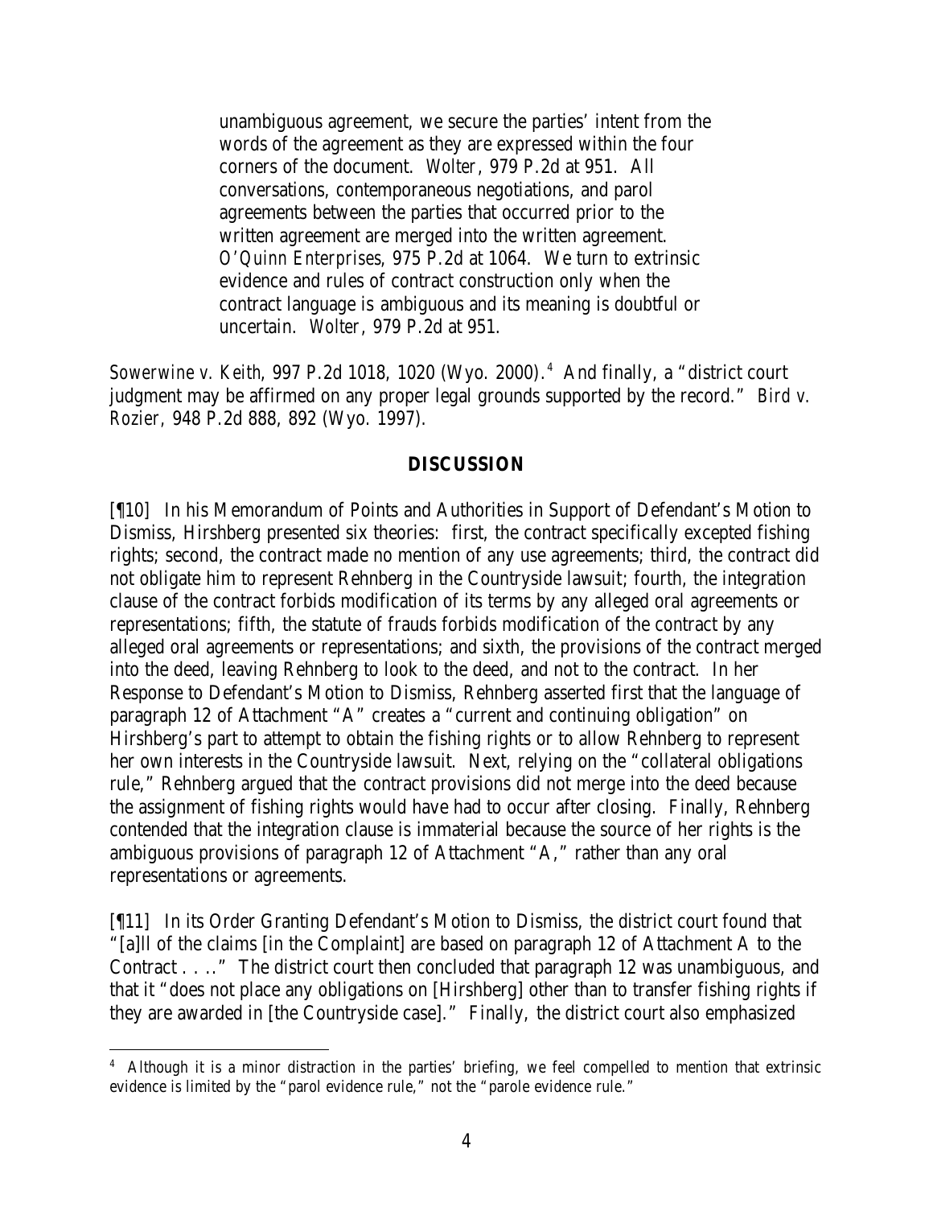> unambiguous agreement, we secure the parties' intent from the words of the agreement as they are expressed within the four corners of the document. *Wolter*, 979 P.2d at 951. All conversations, contemporaneous negotiations, and parol agreements between the parties that occurred prior to the written agreement are merged into the written agreement. *O'Quinn Enterprises*, 975 P.2d at 1064. We turn to extrinsic evidence and rules of contract construction only when the contract language is ambiguous and its meaning is doubtful or uncertain. *Wolter*, 979 P.2d at 951.

*Sowerwine v. Keith*, 997 P.2d 1018, 1020 (Wyo. 2000).[4] And finally, a "district court judgment may be affirmed on any proper legal grounds supported by the record." *Bird v. Rozier*, 948 P.2d 888, 892 (Wyo. 1997).

## DISCUSSION

[¶10] In his Memorandum of Points and Authorities in Support of Defendant's Motion to Dismiss, Hirshberg presented six theories: first, the contract specifically excepted fishing rights; second, the contract made no mention of any use agreements; third, the contract did not obligate him to represent Rehnberg in the Countryside lawsuit; fourth, the integration clause of the contract forbids modification of its terms by any alleged oral agreements or representations; fifth, the statute of frauds forbids modification of the contract by any alleged oral agreements or representations; and sixth, the provisions of the contract merged into the deed, leaving Rehnberg to look to the deed, and not to the contract. In her Response to Defendant's Motion to Dismiss, Rehnberg asserted first that the language of paragraph 12 of Attachment "A" creates a "current and continuing obligation" on Hirshberg's part to attempt to obtain the fishing rights or to allow Rehnberg to represent her own interests in the Countryside lawsuit. Next, relying on the "collateral obligations rule," Rehnberg argued that the contract provisions did not merge into the deed because the assignment of fishing rights would have had to occur after closing. Finally, Rehnberg contended that the integration clause is immaterial because the source of her rights is the ambiguous provisions of paragraph 12 of Attachment "A," rather than any oral representations or agreements.

[¶11] In its Order Granting Defendant's Motion to Dismiss, the district court found that "[a]ll of the claims [in the Complaint] are based on paragraph 12 of Attachment A to the Contract . . . ." The district court then concluded that paragraph 12 was unambiguous, and that it "does not place any obligations on [Hirshberg] other than to transfer fishing rights if they are awarded in [the Countryside case]." Finally, the district court also emphasized

---

[4] Although it is a minor distraction in the parties' briefing, we feel compelled to mention that extrinsic evidence is limited by the "parol evidence rule," not the "parole evidence rule."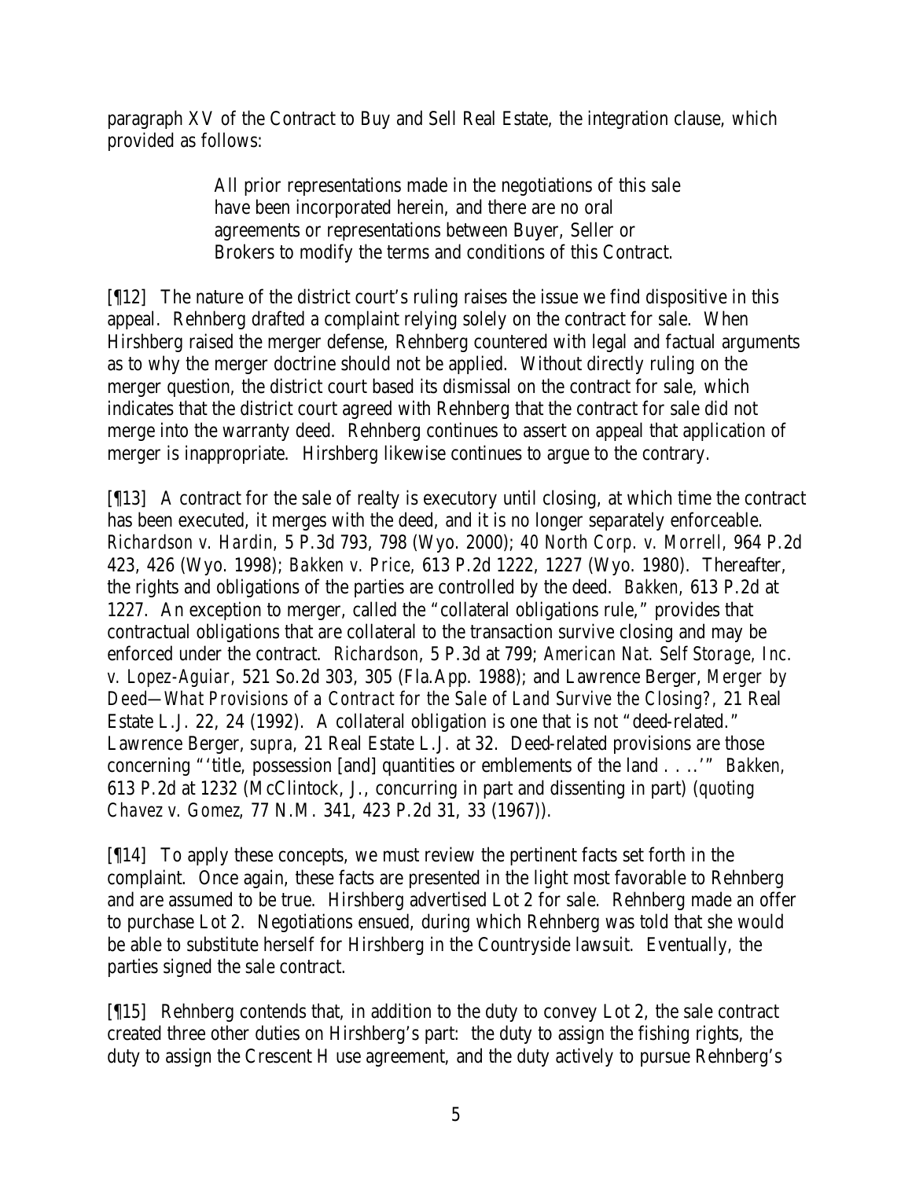paragraph XV of the Contract to Buy and Sell Real Estate, the integration clause, which provided as follows:

> All prior representations made in the negotiations of this sale have been incorporated herein, and there are no oral agreements or representations between Buyer, Seller or Brokers to modify the terms and conditions of this Contract.

[¶12] The nature of the district court's ruling raises the issue we find dispositive in this appeal. Rehnberg drafted a complaint relying solely on the contract for sale. When Hirshberg raised the merger defense, Rehnberg countered with legal and factual arguments as to why the merger doctrine should not be applied. Without directly ruling on the merger question, the district court based its dismissal on the contract for sale, which indicates that the district court agreed with Rehnberg that the contract for sale did not merge into the warranty deed. Rehnberg continues to assert on appeal that application of merger is inappropriate. Hirshberg likewise continues to argue to the contrary.

[¶13] A contract for the sale of realty is executory until closing, at which time the contract has been executed, it merges with the deed, and it is no longer separately enforceable. *Richardson v. Hardin*, 5 P.3d 793, 798 (Wyo. 2000); *40 North Corp. v. Morrell*, 964 P.2d 423, 426 (Wyo. 1998); *Bakken v. Price*, 613 P.2d 1222, 1227 (Wyo. 1980). Thereafter, the rights and obligations of the parties are controlled by the deed. *Bakken*, 613 P.2d at 1227. An exception to merger, called the "collateral obligations rule," provides that contractual obligations that are collateral to the transaction survive closing and may be enforced under the contract. *Richardson*, 5 P.3d at 799; *American Nat. Self Storage, Inc. v. Lopez-Aguiar*, 521 So.2d 303, 305 (Fla.App. 1988); and Lawrence Berger, *Merger by Deed—What Provisions of a Contract for the Sale of Land Survive the Closing?*, 21 Real Estate L.J. 22, 24 (1992). A collateral obligation is one that is not "deed-related." Lawrence Berger, *supra*, 21 Real Estate L.J. at 32. Deed-related provisions are those concerning "'title, possession [and] quantities or emblements of the land . . ..'" *Bakken*, 613 P.2d at 1232 (McClintock, J., concurring in part and dissenting in part) (*quoting Chavez v. Gomez*, 77 N.M. 341, 423 P.2d 31, 33 (1967)).

[¶14] To apply these concepts, we must review the pertinent facts set forth in the complaint. Once again, these facts are presented in the light most favorable to Rehnberg and are assumed to be true. Hirshberg advertised Lot 2 for sale. Rehnberg made an offer to purchase Lot 2. Negotiations ensued, during which Rehnberg was told that she would be able to substitute herself for Hirshberg in the Countryside lawsuit. Eventually, the parties signed the sale contract.

[¶15] Rehnberg contends that, in addition to the duty to convey Lot 2, the sale contract created three other duties on Hirshberg's part: the duty to assign the fishing rights, the duty to assign the Crescent H use agreement, and the duty actively to pursue Rehnberg's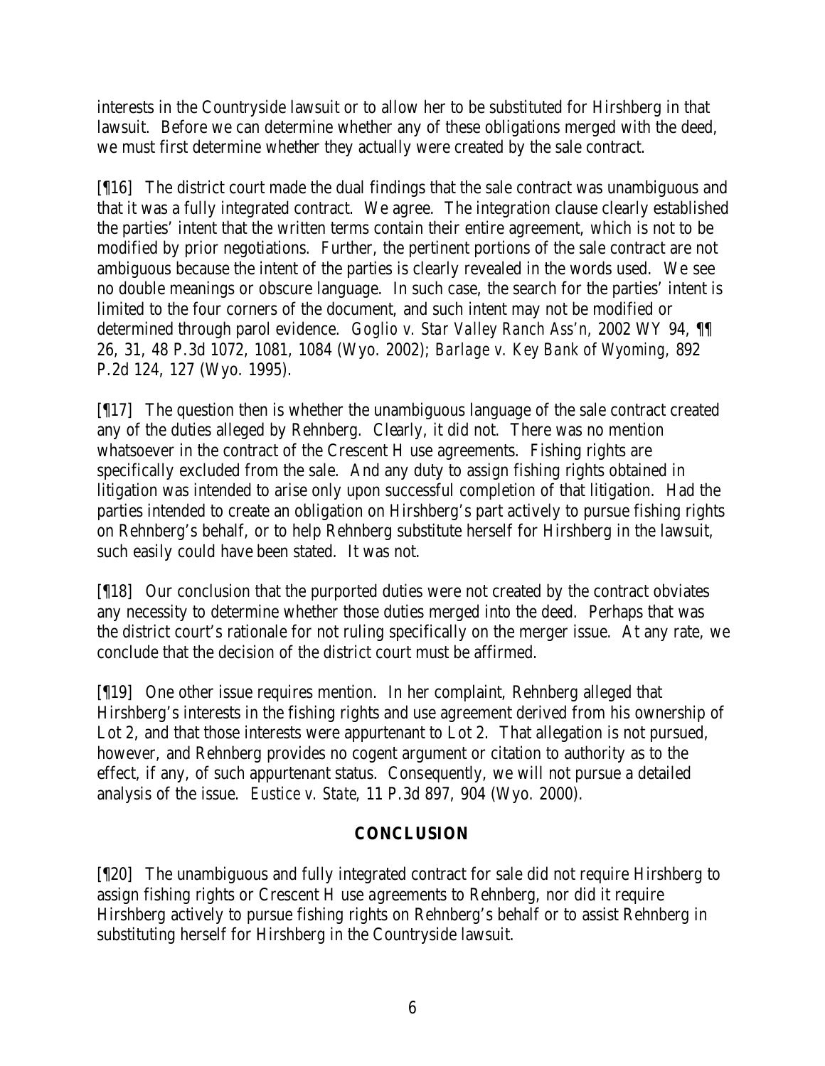interests in the Countryside lawsuit or to allow her to be substituted for Hirshberg in that lawsuit. Before we can determine whether any of these obligations merged with the deed, we must first determine whether they actually were created by the sale contract.

[¶16] The district court made the dual findings that the sale contract was unambiguous and that it was a fully integrated contract. We agree. The integration clause clearly established the parties' intent that the written terms contain their entire agreement, which is not to be modified by prior negotiations. Further, the pertinent portions of the sale contract are not ambiguous because the intent of the parties is clearly revealed in the words used. We see no double meanings or obscure language. In such case, the search for the parties' intent is limited to the four corners of the document, and such intent may not be modified or determined through parol evidence. *Goglio v. Star Valley Ranch Ass'n*, 2002 WY 94, ¶¶ 26, 31, 48 P.3d 1072, 1081, 1084 (Wyo. 2002); *Barlage v. Key Bank of Wyoming*, 892 P.2d 124, 127 (Wyo. 1995).

[¶17] The question then is whether the unambiguous language of the sale contract created any of the duties alleged by Rehnberg. Clearly, it did not. There was no mention whatsoever in the contract of the Crescent H use agreements. Fishing rights are specifically excluded from the sale. And any duty to assign fishing rights obtained in litigation was intended to arise only upon successful completion of that litigation. Had the parties intended to create an obligation on Hirshberg's part actively to pursue fishing rights on Rehnberg's behalf, or to help Rehnberg substitute herself for Hirshberg in the lawsuit, such easily could have been stated. It was not.

[¶18] Our conclusion that the purported duties were not created by the contract obviates any necessity to determine whether those duties merged into the deed. Perhaps that was the district court's rationale for not ruling specifically on the merger issue. At any rate, we conclude that the decision of the district court must be affirmed.

[¶19] One other issue requires mention. In her complaint, Rehnberg alleged that Hirshberg's interests in the fishing rights and use agreement derived from his ownership of Lot 2, and that those interests were appurtenant to Lot 2. That allegation is not pursued, however, and Rehnberg provides no cogent argument or citation to authority as to the effect, if any, of such appurtenant status. Consequently, we will not pursue a detailed analysis of the issue. *Eustice v. State*, 11 P.3d 897, 904 (Wyo. 2000).

## CONCLUSION

[¶20] The unambiguous and fully integrated contract for sale did not require Hirshberg to assign fishing rights or Crescent H use agreements to Rehnberg, nor did it require Hirshberg actively to pursue fishing rights on Rehnberg's behalf or to assist Rehnberg in substituting herself for Hirshberg in the Countryside lawsuit.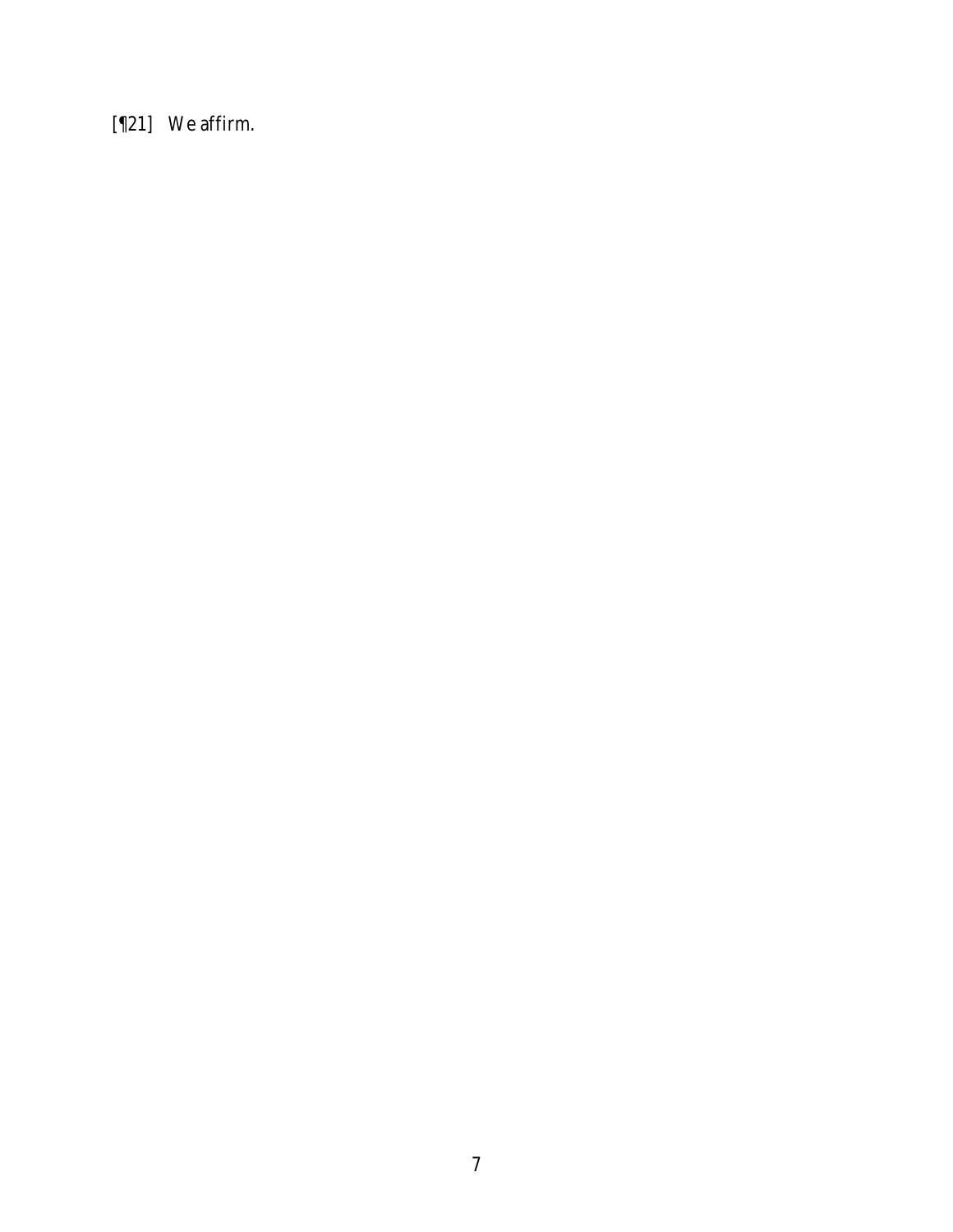[¶21] We affirm.